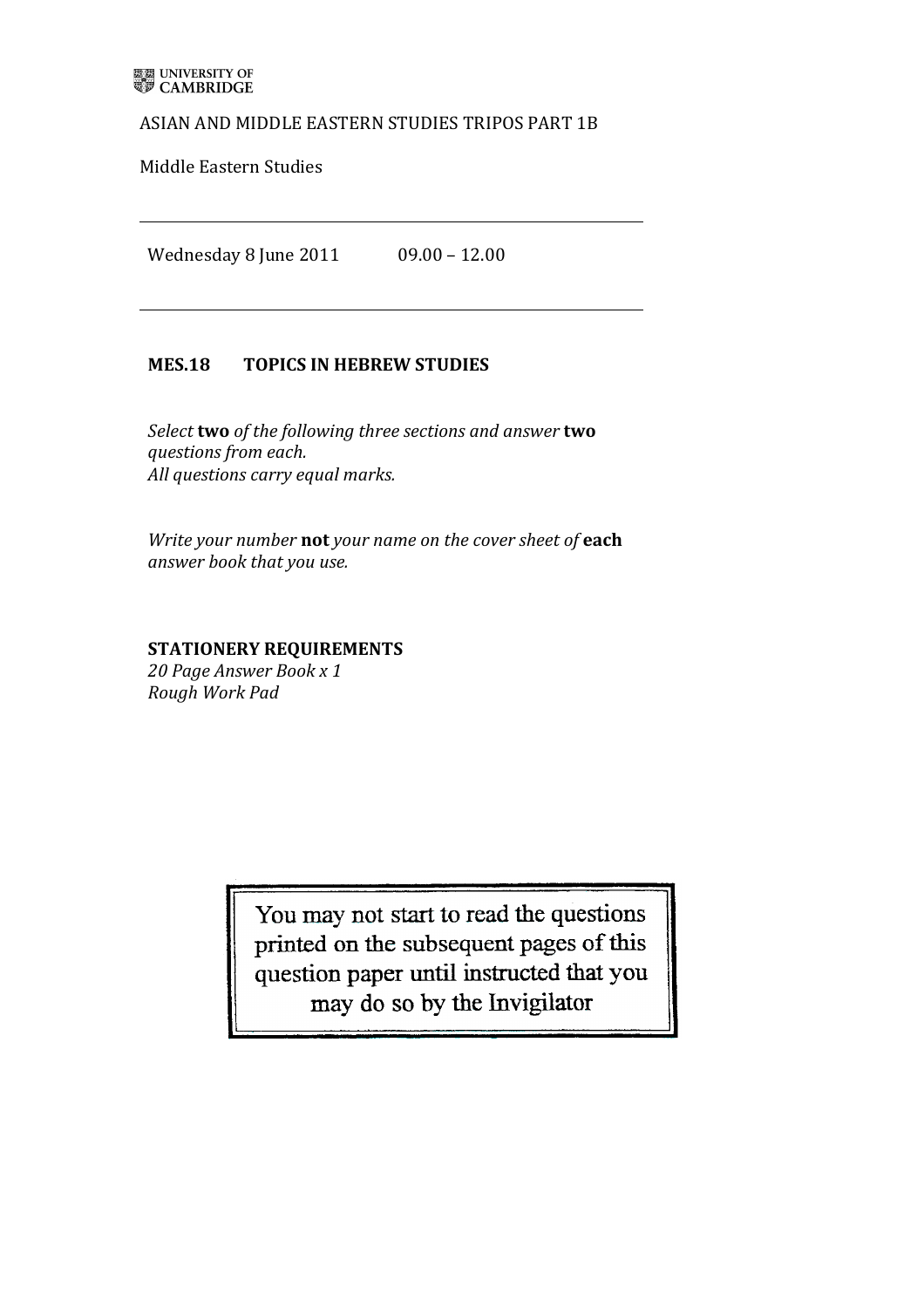UNIVERSITY OF CAMBRIDGE

ASIAN AND MIDDLE EASTERN STUDIES TRIPOS PART 1B

Middle Eastern Studies

---

Wednesday 8 June 2011 09.00 – 12.00

---

**MES.18 TOPICS IN HEBREW STUDIES**

*Select* **two** *of the following three sections and answer* **two** *questions from each.*
*All questions carry equal marks.*

*Write your number* **not** *your name on the cover sheet of* **each** *answer book that you use.*

**STATIONERY REQUIREMENTS**
*20 Page Answer Book x 1*
*Rough Work Pad*

You may not start to read the questions printed on the subsequent pages of this question paper until instructed that you may do so by the Invigilator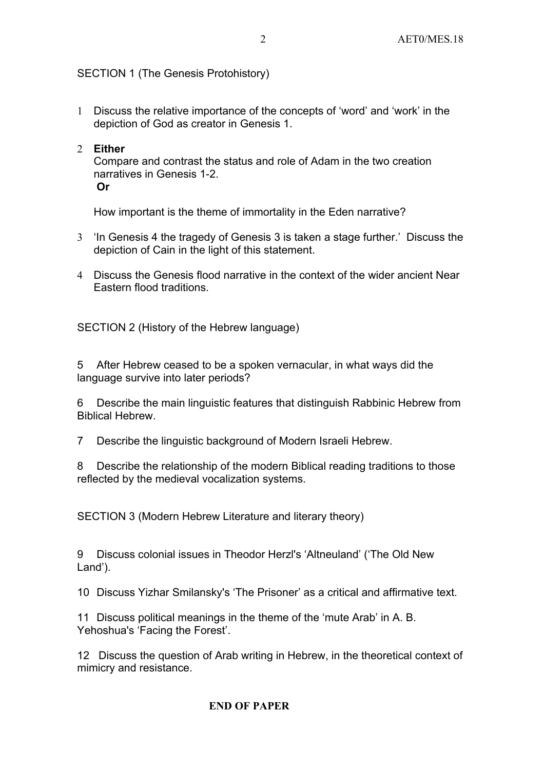SECTION 1 (The Genesis Protohistory)

1 Discuss the relative importance of the concepts of ‘word’ and ‘work’ in the depiction of God as creator in Genesis 1.

2 **Either**
Compare and contrast the status and role of Adam in the two creation narratives in Genesis 1-2.
**Or**

How important is the theme of immortality in the Eden narrative?

3 ‘In Genesis 4 the tragedy of Genesis 3 is taken a stage further.’ Discuss the depiction of Cain in the light of this statement.

4 Discuss the Genesis flood narrative in the context of the wider ancient Near Eastern flood traditions.

SECTION 2 (History of the Hebrew language)

5 After Hebrew ceased to be a spoken vernacular, in what ways did the language survive into later periods?

6 Describe the main linguistic features that distinguish Rabbinic Hebrew from Biblical Hebrew.

7 Describe the linguistic background of Modern Israeli Hebrew.

8 Describe the relationship of the modern Biblical reading traditions to those reflected by the medieval vocalization systems.

SECTION 3 (Modern Hebrew Literature and literary theory)

9 Discuss colonial issues in Theodor Herzl's ‘Altneuland’ (‘The Old New Land’).

10 Discuss Yizhar Smilansky's ‘The Prisoner’ as a critical and affirmative text.

11 Discuss political meanings in the theme of the ‘mute Arab’ in A. B. Yehoshua's ‘Facing the Forest’.

12 Discuss the question of Arab writing in Hebrew, in the theoretical context of mimicry and resistance.

**END OF PAPER**